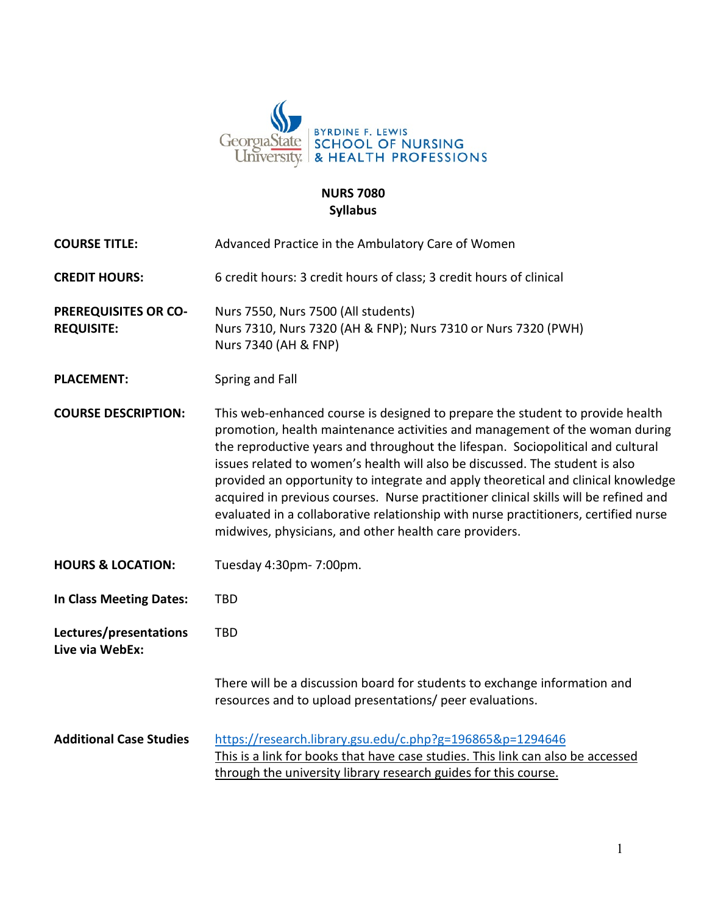Georgia State University | BYRDINE F. LEWIS SCHOOL OF NURSING & HEALTH PROFESSIONS

# NURS 7080
## Syllabus

| | |
|---|---|
| **COURSE TITLE:** | Advanced Practice in the Ambulatory Care of Women |
| **CREDIT HOURS:** | 6 credit hours: 3 credit hours of class; 3 credit hours of clinical |
| **PREREQUISITES OR CO-REQUISITE:** | Nurs 7550, Nurs 7500 (All students)<br>Nurs 7310, Nurs 7320 (AH & FNP); Nurs 7310 or Nurs 7320 (PWH)<br>Nurs 7340 (AH & FNP) |
| **PLACEMENT:** | Spring and Fall |
| **COURSE DESCRIPTION:** | This web-enhanced course is designed to prepare the student to provide health promotion, health maintenance activities and management of the woman during the reproductive years and throughout the lifespan. Sociopolitical and cultural issues related to women's health will also be discussed. The student is also provided an opportunity to integrate and apply theoretical and clinical knowledge acquired in previous courses. Nurse practitioner clinical skills will be refined and evaluated in a collaborative relationship with nurse practitioners, certified nurse midwives, physicians, and other health care providers. |
| **HOURS & LOCATION:** | Tuesday 4:30pm- 7:00pm. |
| **In Class Meeting Dates:** | TBD |
| **Lectures/presentations Live via WebEx:** | TBD |
| | There will be a discussion board for students to exchange information and resources and to upload presentations/ peer evaluations. |
| **Additional Case Studies** | https://research.library.gsu.edu/c.php?g=196865&p=1294646<br>This is a link for books that have case studies. This link can also be accessed through the university library research guides for this course. |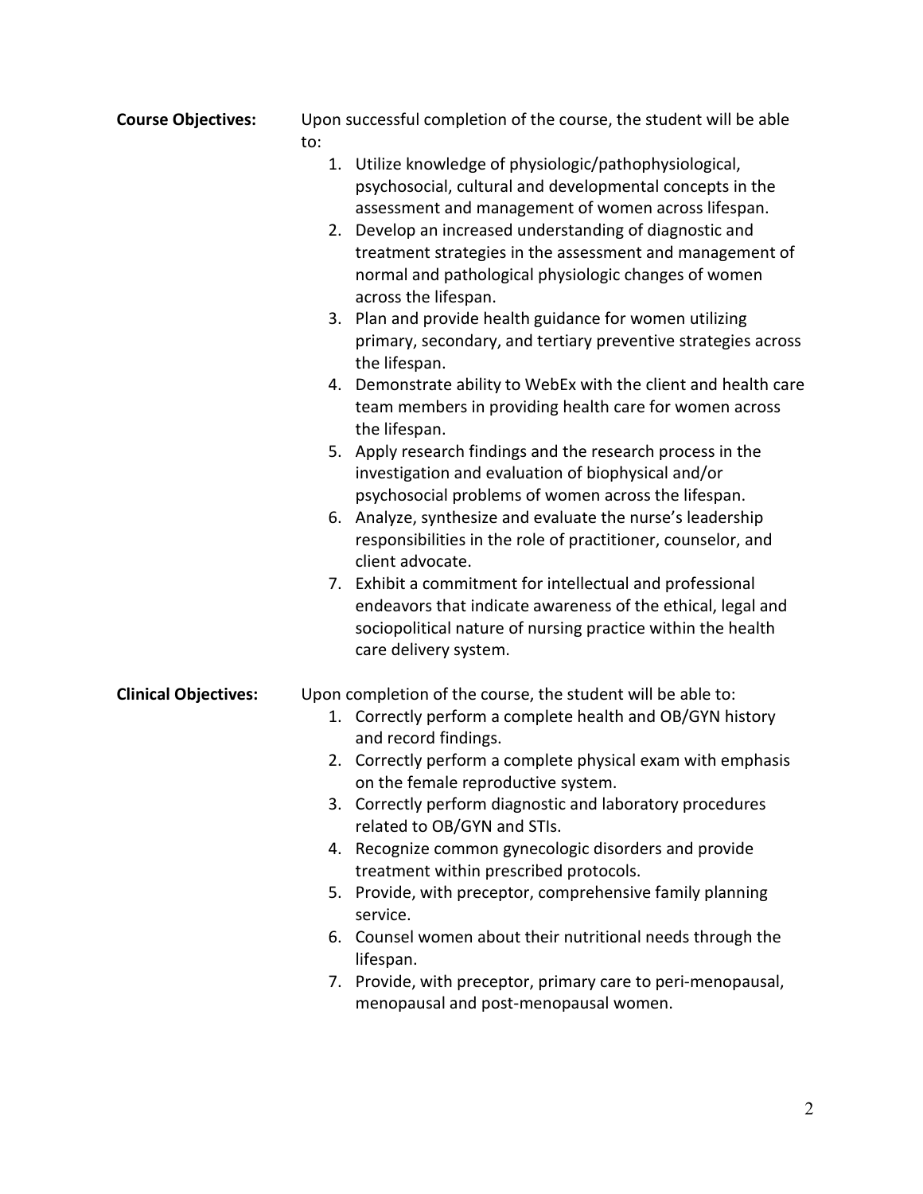**Course Objectives:** Upon successful completion of the course, the student will be able to:

1. Utilize knowledge of physiologic/pathophysiological, psychosocial, cultural and developmental concepts in the assessment and management of women across lifespan.
2. Develop an increased understanding of diagnostic and treatment strategies in the assessment and management of normal and pathological physiologic changes of women across the lifespan.
3. Plan and provide health guidance for women utilizing primary, secondary, and tertiary preventive strategies across the lifespan.
4. Demonstrate ability to WebEx with the client and health care team members in providing health care for women across the lifespan.
5. Apply research findings and the research process in the investigation and evaluation of biophysical and/or psychosocial problems of women across the lifespan.
6. Analyze, synthesize and evaluate the nurse's leadership responsibilities in the role of practitioner, counselor, and client advocate.
7. Exhibit a commitment for intellectual and professional endeavors that indicate awareness of the ethical, legal and sociopolitical nature of nursing practice within the health care delivery system.

**Clinical Objectives:** Upon completion of the course, the student will be able to:

1. Correctly perform a complete health and OB/GYN history and record findings.
2. Correctly perform a complete physical exam with emphasis on the female reproductive system.
3. Correctly perform diagnostic and laboratory procedures related to OB/GYN and STIs.
4. Recognize common gynecologic disorders and provide treatment within prescribed protocols.
5. Provide, with preceptor, comprehensive family planning service.
6. Counsel women about their nutritional needs through the lifespan.
7. Provide, with preceptor, primary care to peri-menopausal, menopausal and post-menopausal women.